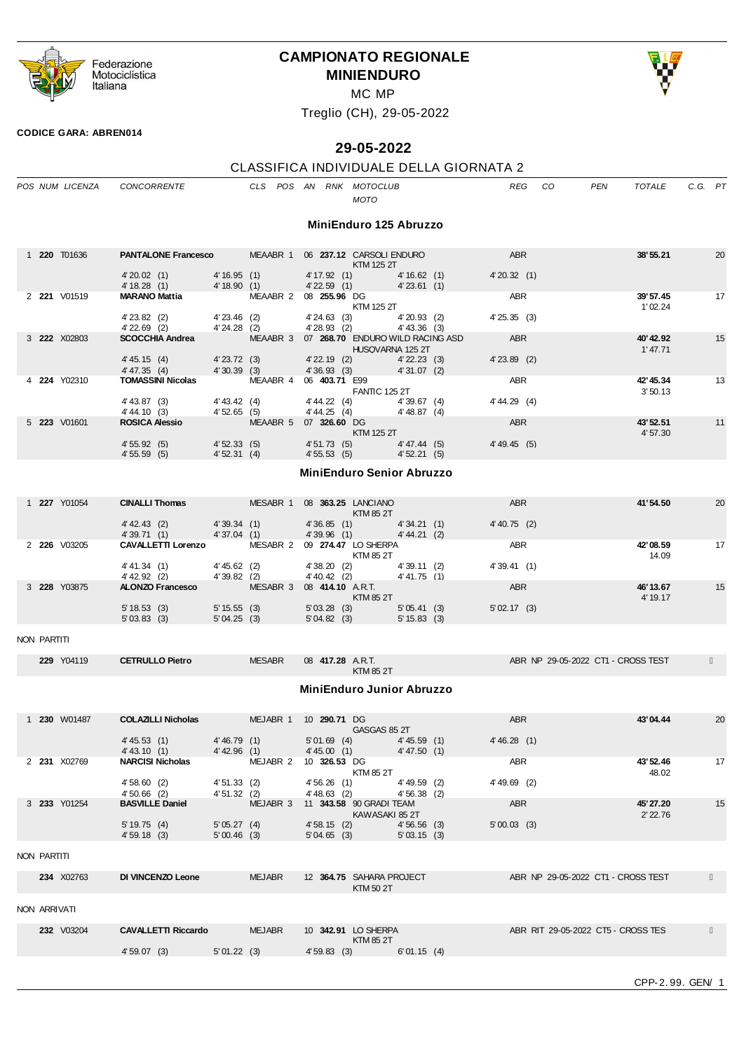Federazione Motociclistica Italiana

# CAMPIONATO REGIONALE MINIENDURO

MC MP

Treglio (CH), 29-05-2022

**CODICE GARA: ABREN014**

## 29-05-2022

### CLASSIFICA INDIVIDUALE DELLA GIORNATA 2

| POS | NUM | LICENZA | CONCORRENTE | CLS POS | AN | RNK | MOTOCLUB / MOTO | REG | CO | PEN | TOTALE | C.G. | PT |
|---|---|---|---|---|---|---|---|---|---|---|---|---|---|

### MiniEnduro 125 Abruzzo

| POS | NUM | LICENZA | CONCORRENTE | CLS POS | AN | RNK | MOTOCLUB / MOTO | REG | TOTALE | PT |
|---|---|---|---|---|---|---|---|---|---|---|
| 1 | **220** | T01636 | **PANTALONE Francesco** | MEAABR 1 | 06 | **237.12** | CARSOLI ENDURO / KTM 125 2T | ABR | **38'55.21** | 20 |
| | | | 4'20.02 (1) · 4'16.95 (1) · 4'17.92 (1) · 4'16.62 (1) · 4'20.32 (1) | | | | | | | |
| | | | 4'18.28 (1) · 4'18.90 (1) · 4'22.59 (1) · 4'23.61 (1) | | | | | | | |
| 2 | **221** | V01519 | **MARANO Mattia** | MEAABR 2 | 08 | **255.96** | DG / KTM 125 2T | ABR | **39'57.45** / 1'02.24 | 17 |
| | | | 4'23.82 (2) · 4'23.46 (2) · 4'24.63 (3) · 4'20.93 (2) · 4'25.35 (3) | | | | | | | |
| | | | 4'22.69 (2) · 4'24.28 (2) · 4'28.93 (2) · 4'43.36 (3) | | | | | | | |
| 3 | **222** | X02803 | **SCOCCHIA Andrea** | MEAABR 3 | 07 | **268.70** | ENDURO WILD RACING ASD / HUSQVARNA 125 2T | ABR | **40'42.92** / 1'47.71 | 15 |
| | | | 4'45.15 (4) · 4'23.72 (3) · 4'22.19 (2) · 4'22.23 (3) · 4'23.89 (2) | | | | | | | |
| | | | 4'47.35 (4) · 4'30.39 (3) · 4'36.93 (3) · 4'31.07 (2) | | | | | | | |
| 4 | **224** | Y02310 | **TOMASSINI Nicolas** | MEAABR 4 | 06 | **403.71** | E99 / FANTIC 125 2T | ABR | **42'45.34** / 3'50.13 | 13 |
| | | | 4'43.87 (3) · 4'43.42 (4) · 4'44.22 (4) · 4'39.67 (4) · 4'44.29 (4) | | | | | | | |
| | | | 4'44.10 (3) · 4'52.65 (5) · 4'44.25 (4) · 4'48.87 (4) | | | | | | | |
| 5 | **223** | V01601 | **ROSICA Alessio** | MEAABR 5 | 07 | **326.60** | DG / KTM 125 2T | ABR | **43'52.51** / 4'57.30 | 11 |
| | | | 4'55.92 (5) · 4'52.33 (5) · 4'51.73 (5) · 4'47.44 (5) · 4'49.45 (5) | | | | | | | |
| | | | 4'55.59 (5) · 4'52.31 (4) · 4'55.53 (5) · 4'52.21 (5) | | | | | | | |

### MiniEnduro Senior Abruzzo

| POS | NUM | LICENZA | CONCORRENTE | CLS POS | AN | RNK | MOTOCLUB / MOTO | REG | TOTALE | PT |
|---|---|---|---|---|---|---|---|---|---|---|
| 1 | **227** | Y01054 | **CINALLI Thomas** | MESABR 1 | 08 | **363.25** | LANCIANO / KTM 85 2T | ABR | **41'54.50** | 20 |
| | | | 4'42.43 (2) · 4'39.34 (1) · 4'36.85 (1) · 4'34.21 (1) · 4'40.75 (2) | | | | | | | |
| | | | 4'39.71 (1) · 4'37.04 (1) · 4'39.96 (1) · 4'44.21 (2) | | | | | | | |
| 2 | **226** | V03205 | **CAVALLETTI Lorenzo** | MESABR 2 | 09 | **274.47** | LO SHERPA / KTM 85 2T | ABR | **42'08.59** / 14.09 | 17 |
| | | | 4'41.34 (1) · 4'45.62 (2) · 4'38.20 (2) · 4'39.11 (2) · 4'39.41 (1) | | | | | | | |
| | | | 4'42.92 (2) · 4'39.82 (2) · 4'40.42 (2) · 4'41.75 (1) | | | | | | | |
| 3 | **228** | Y03875 | **ALONZO Francesco** | MESABR 3 | 08 | **414.10** | A.R.T. / KTM 85 2T | ABR | **46'13.67** / 4'19.17 | 15 |
| | | | 5'18.53 (3) · 5'15.55 (3) · 5'03.28 (3) · 5'05.41 (3) · 5'02.17 (3) | | | | | | | |
| | | | 5'03.83 (3) · 5'04.25 (3) · 5'04.82 (3) · 5'15.83 (3) | | | | | | | |

NON PARTITI

| NUM | LICENZA | CONCORRENTE | CLS | AN | RNK | MOTOCLUB / MOTO | REG |
|---|---|---|---|---|---|---|---|
| **229** | Y04119 | **CETRULLO Pietro** | MESABR | 08 | **417.28** | A.R.T. / KTM 85 2T | ABR NP 29-05-2022 CT1 - CROSS TEST |

### MiniEnduro Junior Abruzzo

| POS | NUM | LICENZA | CONCORRENTE | CLS POS | AN | RNK | MOTOCLUB / MOTO | REG | TOTALE | PT |
|---|---|---|---|---|---|---|---|---|---|---|
| 1 | **230** | W01487 | **COLAZILLI Nicholas** | MEJABR 1 | 10 | **290.71** | DG / GASGAS 85 2T | ABR | **43'04.44** | 20 |
| | | | 4'45.53 (1) · 4'46.79 (1) · 5'01.69 (4) · 4'45.59 (1) · 4'46.28 (1) | | | | | | | |
| | | | 4'43.10 (1) · 4'42.96 (1) · 4'45.00 (1) · 4'47.50 (1) | | | | | | | |
| 2 | **231** | X02769 | **NARCISI Nicholas** | MEJABR 2 | 10 | **326.53** | DG / KTM 85 2T | ABR | **43'52.46** / 48.02 | 17 |
| | | | 4'58.60 (2) · 4'51.33 (2) · 4'56.26 (1) · 4'49.59 (2) · 4'49.69 (2) | | | | | | | |
| | | | 4'50.66 (2) · 4'51.32 (2) · 4'48.63 (2) · 4'56.38 (2) | | | | | | | |
| 3 | **233** | Y01254 | **BASVILLE Daniel** | MEJABR 3 | 11 | **343.58** | 90 GRADI TEAM / KAWASAKI 85 2T | ABR | **45'27.20** / 2'22.76 | 15 |
| | | | 5'19.75 (4) · 5'05.27 (4) · 4'58.15 (2) · 4'56.56 (3) · 5'00.03 (3) | | | | | | | |
| | | | 4'59.18 (3) · 5'00.46 (3) · 5'04.65 (3) · 5'03.15 (3) | | | | | | | |

NON PARTITI

| NUM | LICENZA | CONCORRENTE | CLS | AN | RNK | MOTOCLUB / MOTO | REG |
|---|---|---|---|---|---|---|---|
| **234** | X02763 | **DI VINCENZO Leone** | MEJABR | 12 | **364.75** | SAHARA PROJECT / KTM 50 2T | ABR NP 29-05-2022 CT1 - CROSS TEST |

NON ARRIVATI

| NUM | LICENZA | CONCORRENTE | CLS | AN | RNK | MOTOCLUB / MOTO | REG |
|---|---|---|---|---|---|---|---|
| **232** | V03204 | **CAVALLETTI Riccardo** | MEJABR | 10 | **342.91** | LO SHERPA / KTM 85 2T | ABR RIT 29-05-2022 CT5 - CROSS TES |
| | | 4'59.07 (3) · 5'01.22 (3) · 4'59.83 (3) · 6'01.15 (4) | | | | | |

CPP-2.99. GEN/ 1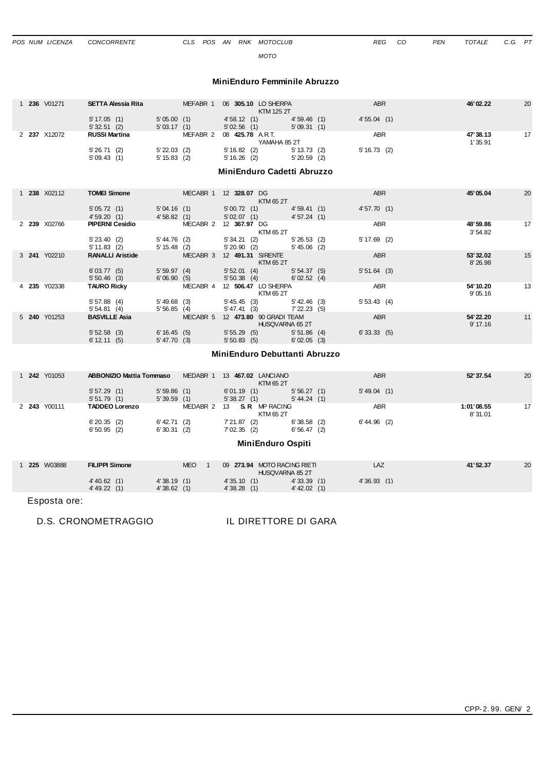| POS | NUM | LICENZA | CONCORRENTE | CLS | POS | AN | RNK | MOTOCLUB / MOTO | REG | CO | PEN | TOTALE | C.G. | PT |
|---|---|---|---|---|---|---|---|---|---|---|---|---|---|---|

## MiniEnduro Femminile Abruzzo

| POS | NUM | LICENZA | CONCORRENTE | CLS | POS | AN | RNK | MOTOCLUB / MOTO | REG | CO | PEN | TOTALE | C.G. | PT |
|---|---|---|---|---|---|---|---|---|---|---|---|---|---|---|
| 1 | **236** | V01271 | **SETTA Alessia Rita** | MEFABR | 1 | 06 | **305.10** | LO SHERPA / KTM 125 2T | ABR | | | **46'02.22** | | 20 |
| | | | 5'17.05 (1) — 5'05.00 (1) — 4'58.12 (1) — 4'59.46 (1) — 4'55.04 (1) | | | | | | | | | | | |
| | | | 5'32.51 (2) — 5'03.17 (1) — 5'02.56 (1) — 5'09.31 (1) | | | | | | | | | | | |
| 2 | **237** | X12072 | **RUSSI Martina** | MEFABR | 2 | 08 | **425.78** | A.R.T. / YAMAHA 85 2T | ABR | | | **47'38.13** | 1'35.91 | 17 |
| | | | 5'26.71 (2) — 5'22.03 (2) — 5'16.82 (2) — 5'13.73 (2) — 5'16.73 (2) | | | | | | | | | | | |
| | | | 5'09.43 (1) — 5'15.83 (2) — 5'16.26 (2) — 5'20.59 (2) | | | | | | | | | | | |

## MiniEnduro Cadetti Abruzzo

| POS | NUM | LICENZA | CONCORRENTE | CLS | POS | AN | RNK | MOTOCLUB / MOTO | REG | CO | PEN | TOTALE | C.G. | PT |
|---|---|---|---|---|---|---|---|---|---|---|---|---|---|---|
| 1 | **238** | X02112 | **TOMEI Simone** | MECABR | 1 | 12 | **328.07** | DG / KTM 65 2T | ABR | | | **45'05.04** | | 20 |
| | | | 5'05.72 (1) — 5'04.16 (1) — 5'00.72 (1) — 4'59.41 (1) — 4'57.70 (1) | | | | | | | | | | | |
| | | | 4'59.20 (1) — 4'58.82 (1) — 5'02.07 (1) — 4'57.24 (1) | | | | | | | | | | | |
| 2 | **239** | X02766 | **PIPERNI Cesidio** | MECABR | 2 | 12 | **367.97** | DG / KTM 65 2T | ABR | | | **48'59.86** | 3'54.82 | 17 |
| | | | 5'23.40 (2) — 5'44.76 (2) — 5'34.21 (2) — 5'26.53 (2) — 5'17.69 (2) | | | | | | | | | | | |
| | | | 5'11.83 (2) — 5'15.48 (2) — 5'20.90 (2) — 5'45.06 (2) | | | | | | | | | | | |
| 3 | **241** | Y02210 | **RANALLI Aristide** | MECABR | 3 | 12 | **491.31** | SIRENTE / KTM 65 2T | ABR | | | **53'32.02** | 8'26.98 | 15 |
| | | | 6'03.77 (5) — 5'59.97 (4) — 5'52.01 (4) — 5'54.37 (5) — 5'51.64 (3) | | | | | | | | | | | |
| | | | 5'50.46 (3) — 6'06.90 (5) — 5'50.38 (4) — 6'02.52 (4) | | | | | | | | | | | |
| 4 | **235** | Y02338 | **TAURO Ricky** | MECABR | 4 | 12 | **506.47** | LO SHERPA / KTM 65 2T | ABR | | | **54'10.20** | 9'05.16 | 13 |
| | | | 5'57.88 (4) — 5'49.68 (3) — 5'45.45 (3) — 5'42.46 (3) — 5'53.43 (4) | | | | | | | | | | | |
| | | | 5'54.81 (4) — 5'56.85 (4) — 5'47.41 (3) — 7'22.23 (5) | | | | | | | | | | | |
| 5 | **240** | Y01253 | **BASVILLE Asia** | MECABR | 5 | 12 | **473.80** | 90 GRADI TEAM / HUSQVARNA 65 2T | ABR | | | **54'22.20** | 9'17.16 | 11 |
| | | | 5'52.58 (3) — 6'16.45 (5) — 5'55.29 (5) — 5'51.86 (4) — 6'33.33 (5) | | | | | | | | | | | |
| | | | 6'12.11 (5) — 5'47.70 (3) — 5'50.83 (5) — 6'02.05 (3) | | | | | | | | | | | |

## MiniEnduro Debuttanti Abruzzo

| POS | NUM | LICENZA | CONCORRENTE | CLS | POS | AN | RNK | MOTOCLUB / MOTO | REG | CO | PEN | TOTALE | C.G. | PT |
|---|---|---|---|---|---|---|---|---|---|---|---|---|---|---|
| 1 | **242** | Y01053 | **ABBONIZIO Mattia Tommaso** | MEDABR | 1 | 13 | **467.02** | LANCIANO / KTM 65 2T | ABR | | | **52'37.54** | | 20 |
| | | | 5'57.29 (1) — 5'59.86 (1) — 6'01.19 (1) — 5'56.27 (1) — 5'49.04 (1) | | | | | | | | | | | |
| | | | 5'51.79 (1) — 5'39.59 (1) — 5'38.27 (1) — 5'44.24 (1) | | | | | | | | | | | |
| 2 | **243** | Y00111 | **TADDEO Lorenzo** | MEDABR | 2 | 13 | **S. R** | MP RACING / KTM 65 2T | ABR | | | **1:01'08.55** | 8'31.01 | 17 |
| | | | 6'20.35 (2) — 6'42.71 (2) — 7'21.87 (2) — 6'38.58 (2) — 6'44.96 (2) | | | | | | | | | | | |
| | | | 6'50.95 (2) — 6'30.31 (2) — 7'02.35 (2) — 6'56.47 (2) | | | | | | | | | | | |

## MiniEnduro Ospiti

| POS | NUM | LICENZA | CONCORRENTE | CLS | POS | AN | RNK | MOTOCLUB / MOTO | REG | CO | PEN | TOTALE | C.G. | PT |
|---|---|---|---|---|---|---|---|---|---|---|---|---|---|---|
| 1 | **225** | W03888 | **FILIPPI Simone** | MEO | 1 | 09 | **273.94** | MOTO RACING RIETI / HUSQVARNA 85 2T | LAZ | | | **41'52.37** | | 20 |
| | | | 4'40.62 (1) — 4'38.19 (1) — 4'35.10 (1) — 4'33.39 (1) — 4'36.93 (1) | | | | | | | | | | | |
| | | | 4'49.22 (1) — 4'38.62 (1) — 4'38.28 (1) — 4'42.02 (1) | | | | | | | | | | | |

Esposta ore:

D.S. CRONOMETRAGGIO

IL DIRETTORE DI GARA

CPP-2.99. GEN/ 2